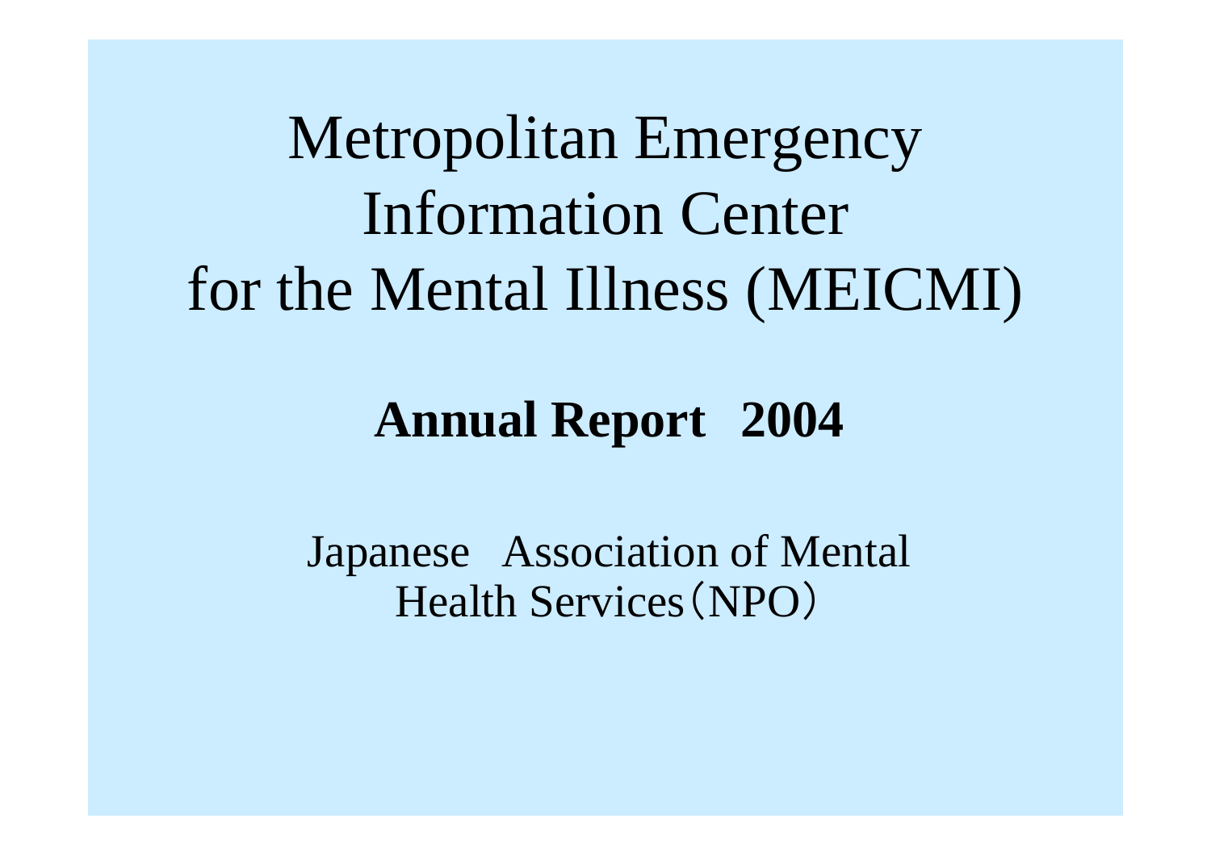# Metropolitan Emergency Information Center for the Mental Illness (MEICMI)

## Annual Report 2004

Japanese Association of Mental Health Services（NPO）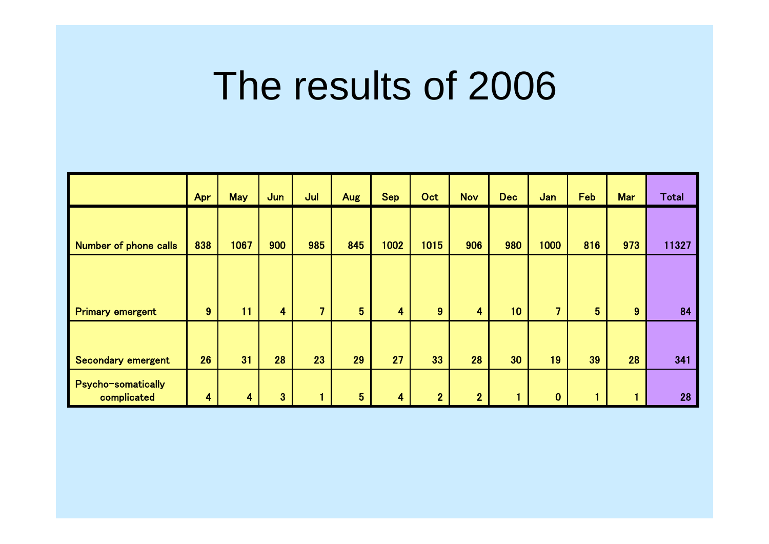# The results of 2006

| | Apr | May | Jun | Jul | Aug | Sep | Oct | Nov | Dec | Jan | Feb | Mar | Total |
|---|---|---|---|---|---|---|---|---|---|---|---|---|---|
| Number of phone calls | 838 | 1067 | 900 | 985 | 845 | 1002 | 1015 | 906 | 980 | 1000 | 816 | 973 | 11327 |
| Primary emergent | 9 | 11 | 4 | 7 | 5 | 4 | 9 | 4 | 10 | 7 | 5 | 9 | 84 |
| Secondary emergent | 26 | 31 | 28 | 23 | 29 | 27 | 33 | 28 | 30 | 19 | 39 | 28 | 341 |
| Psycho-somatically complicated | 4 | 4 | 3 | 1 | 5 | 4 | 2 | 2 | 1 | 0 | 1 | 1 | 28 |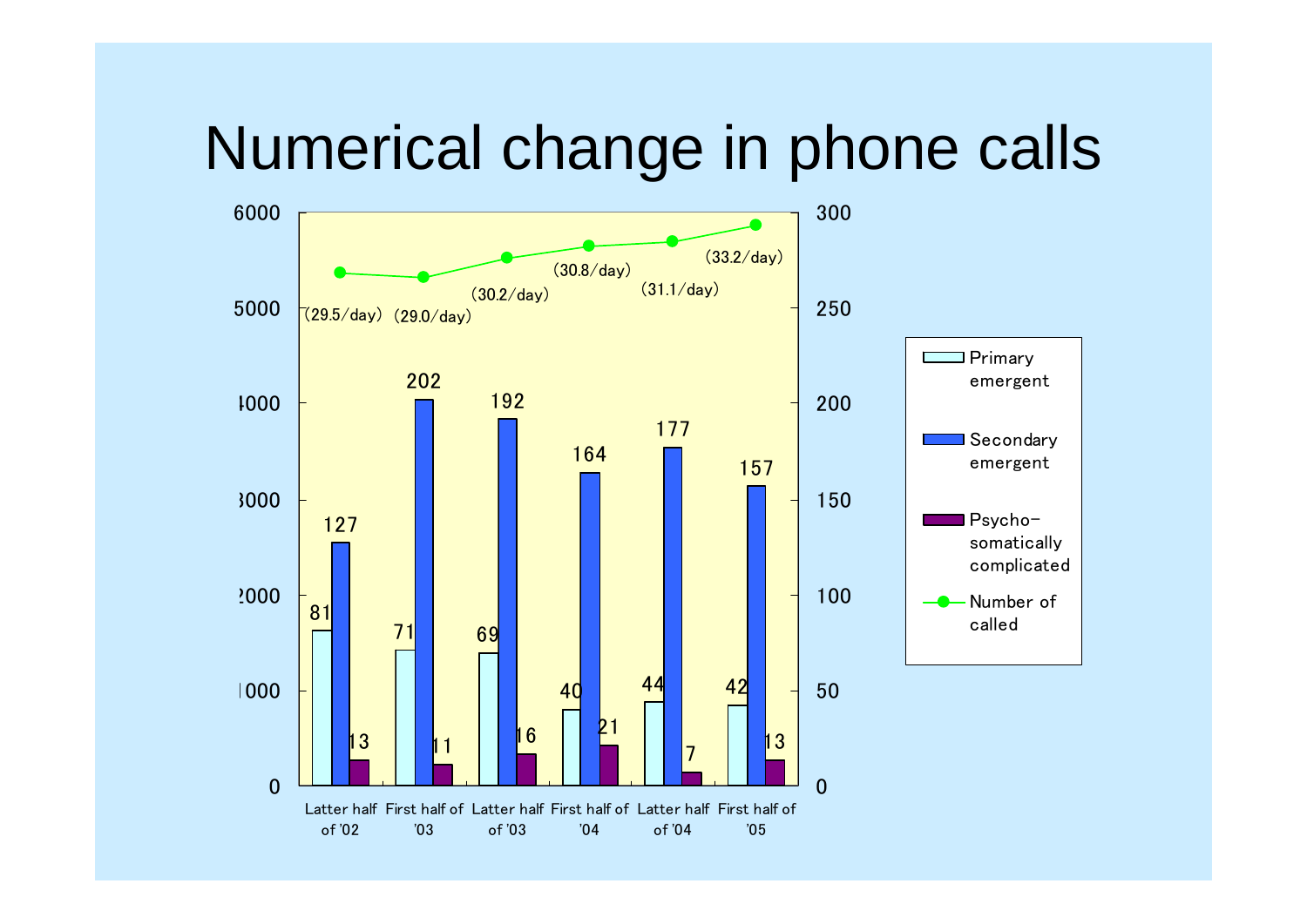# Numerical change in phone calls

| Period | Primary emergent | Secondary emergent | Psycho-somatically complicated | Number of called |
|---|---|---|---|---|
| Latter half of '02 | 81 | 127 | 13 | (29.5/day) |
| First half of '03 | 71 | 202 | 11 | (29.0/day) |
| Latter half of '03 | 69 | 192 | 16 | (30.2/day) |
| First half of '04 | 40 | 164 | 21 | (30.8/day) |
| Latter half of '04 | 44 | 177 | 7 | (31.1/day) |
| First half of '05 | 42 | 157 | 13 | (33.2/day) |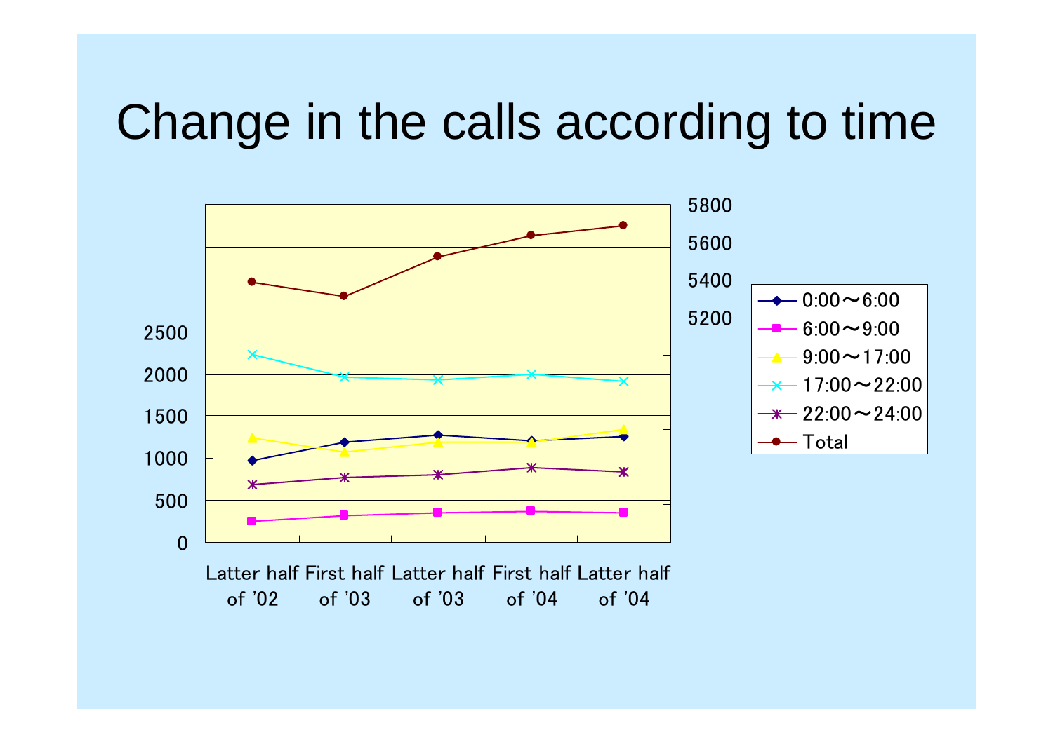# Change in the calls according to time

5800
5600
5400
5200

2500
2000
1500
1000
500
0

Latter half of '02 | First half of '03 | Latter half of '03 | First half of '04 | Latter half of '04

- 0:00～6:00
- 6:00～9:00
- 9:00～17:00
- 17:00～22:00
- 22:00～24:00
- Total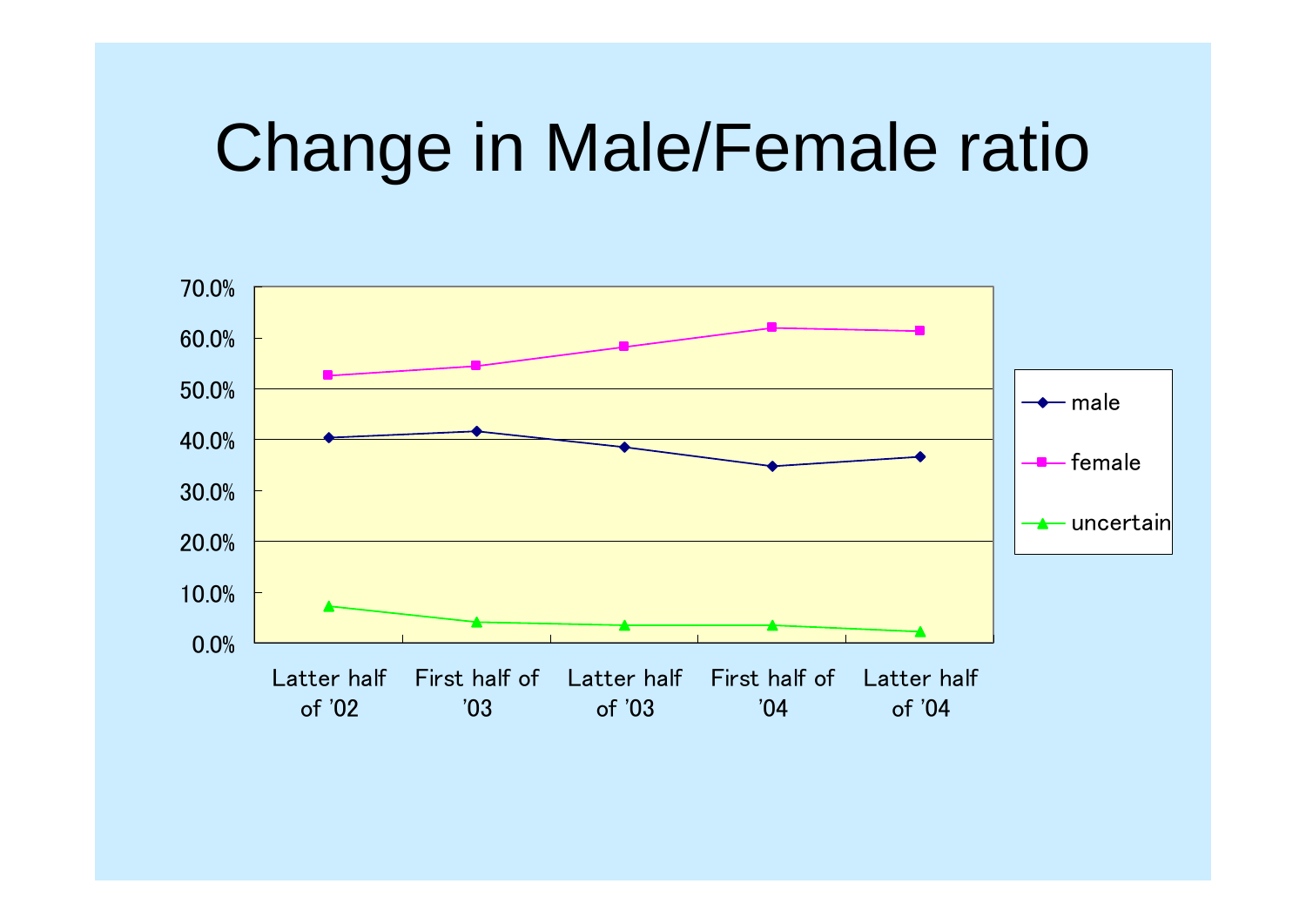# Change in Male/Female ratio

70.0%
60.0%
50.0%
40.0%
30.0%
20.0%
10.0%
0.0%

Latter half of '02 | First half of '03 | Latter half of '03 | First half of '04 | Latter half of '04

- male
- female
- uncertain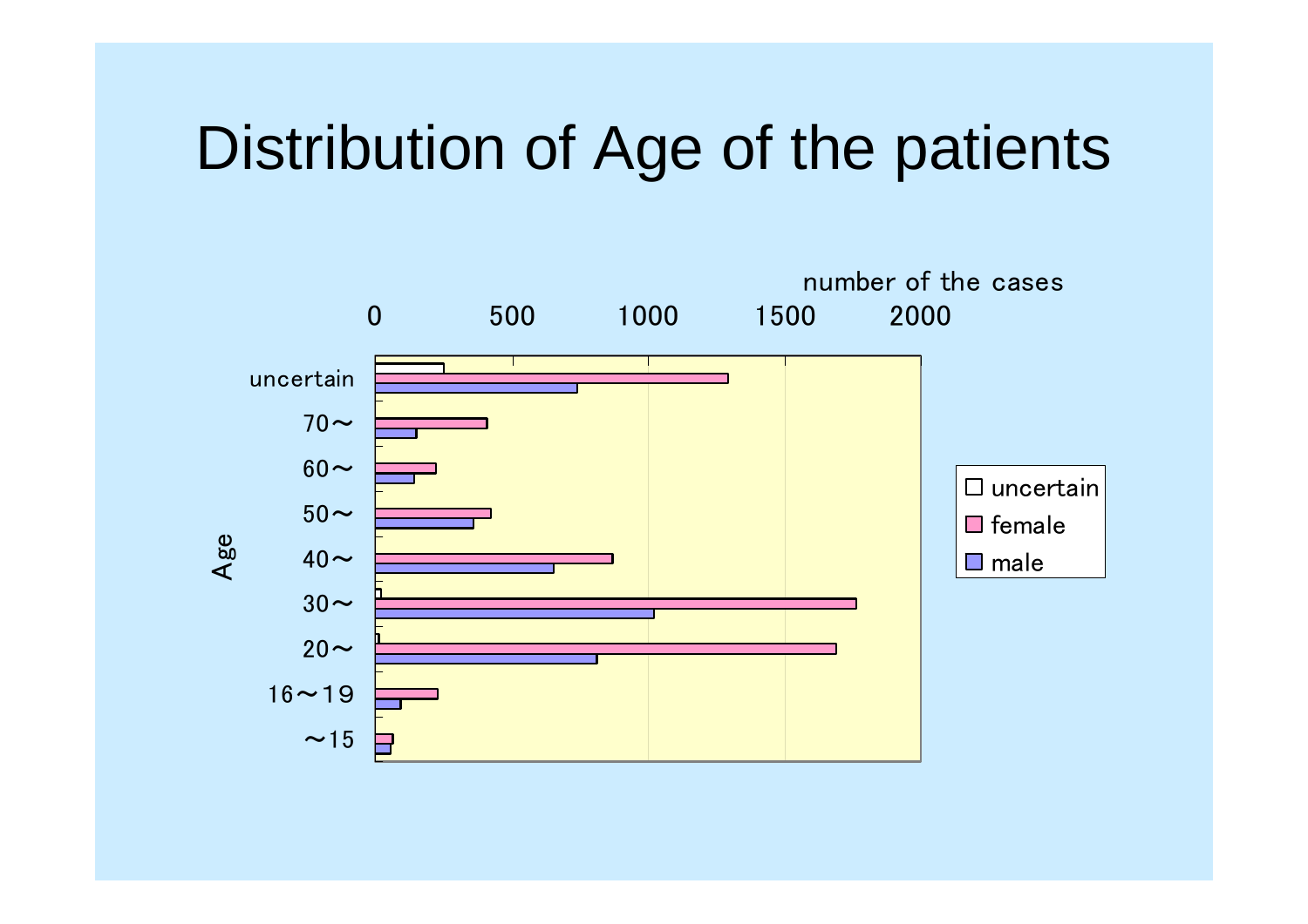# Distribution of Age of the patients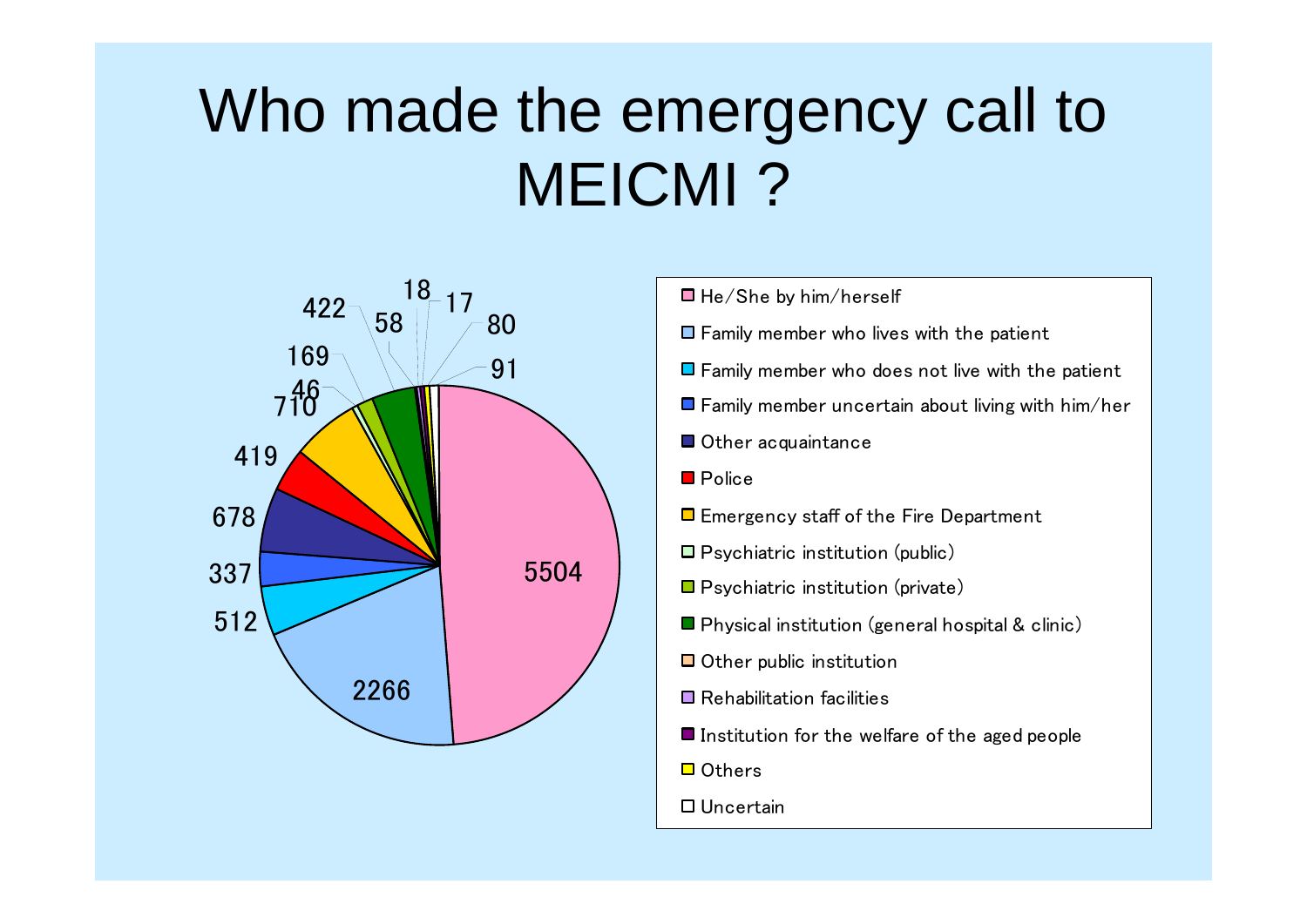# Who made the emergency call to MEICMI ?

| Caller | Number |
| --- | --- |
| He/She by him/herself | 5504 |
| Family member who lives with the patient | 2266 |
| Family member who does not live with the patient | 512 |
| Family member uncertain about living with him/her | 337 |
| Other acquaintance | 678 |
| Police | 419 |
| Emergency staff of the Fire Department | 710 |
| Psychiatric institution (public) | 46 |
| Psychiatric institution (private) | 169 |
| Physical institution (general hospital & clinic) | 422 |
| Other public institution | 58 |
| Rehabilitation facilities | 18 |
| Institution for the welfare of the aged people | 17 |
| Others | 80 |
| Uncertain | 91 |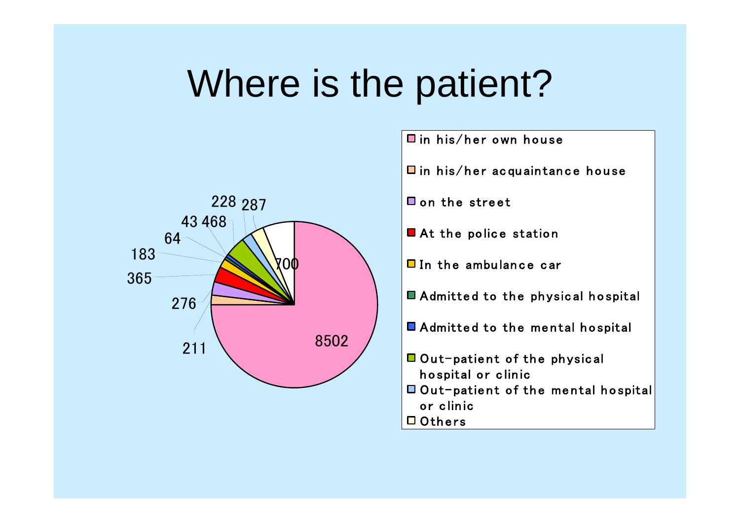# Where is the patient?

| Location | Number |
|---|---|
| in his/her own house | 8502 |
| in his/her acquaintance house | 211 |
| on the street | 276 |
| At the police station | 365 |
| In the ambulance car | 183 |
| Admitted to the physical hospital | 64 |
| Admitted to the mental hospital | 43 |
| Out-patient of the physical hospital or clinic | 468 |
| Out-patient of the mental hospital or clinic | 228 |
| Others | 287 |
| (unlabeled in legend) | 700 |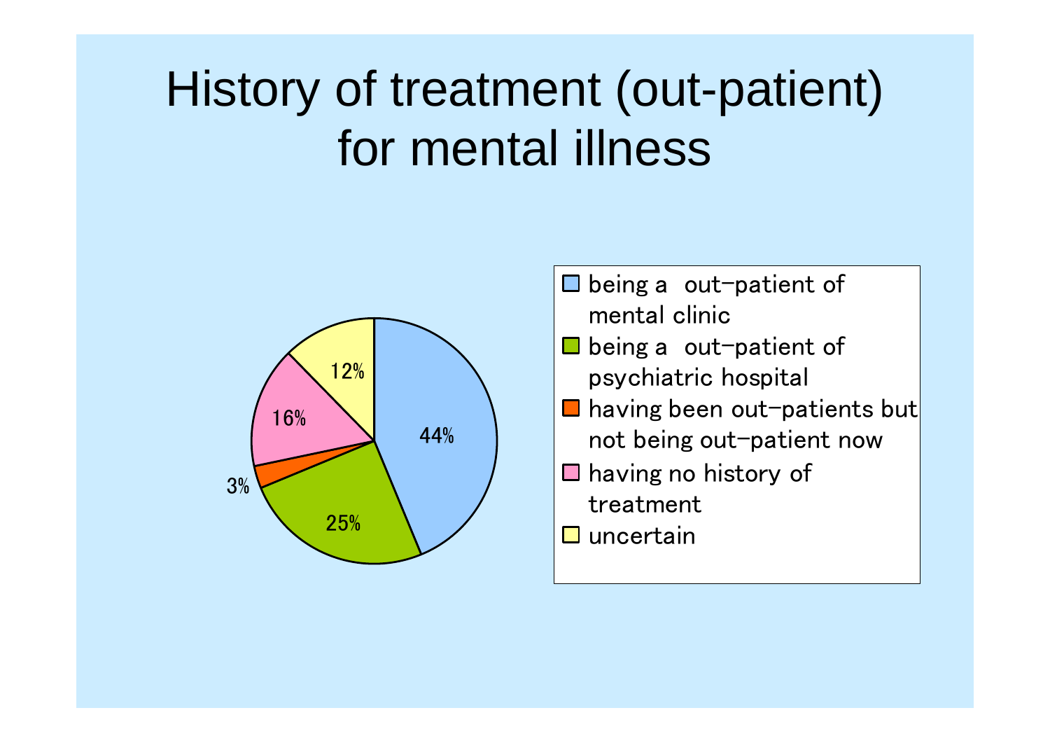# History of treatment (out-patient) for mental illness

| Category | Percentage |
| --- | --- |
| being a out-patient of mental clinic | 44% |
| being a out-patient of psychiatric hospital | 25% |
| having been out-patients but not being out-patient now | 3% |
| having no history of treatment | 16% |
| uncertain | 12% |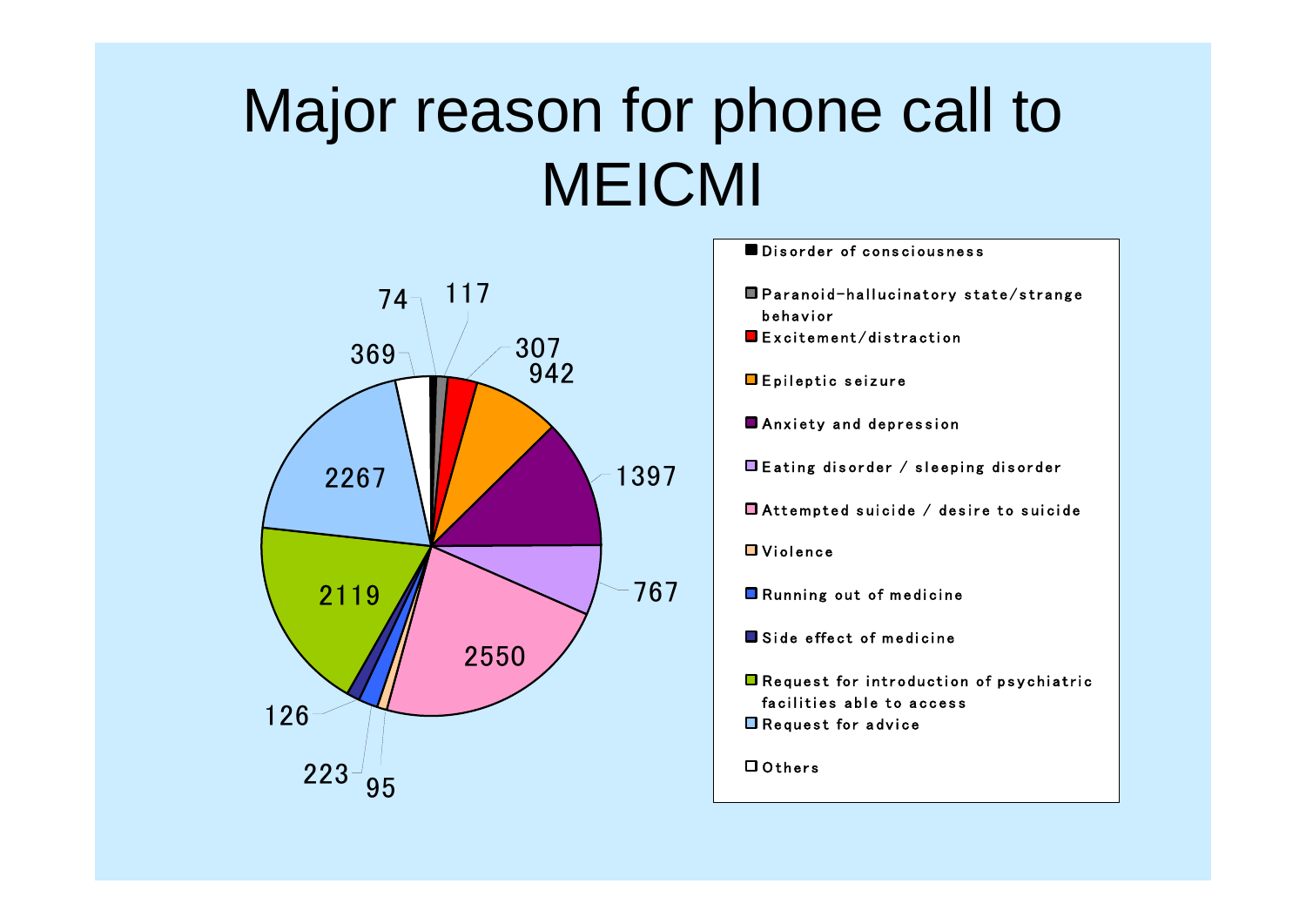# Major reason for phone call to MEICMI

| Reason | Number |
|---|---|
| Disorder of consciousness | 74 |
| Paranoid-hallucinatory state/strange behavior | 117 |
| Excitement/distraction | 307 |
| Epileptic seizure | 942 |
| Anxiety and depression | 1397 |
| Eating disorder / sleeping disorder | 767 |
| Attempted suicide / desire to suicide | 2550 |
| Violence | 95 |
| Running out of medicine | 223 |
| Side effect of medicine | 126 |
| Request for introduction of psychiatric facilities able to access | 2119 |
| Request for advice | 2267 |
| Others | 369 |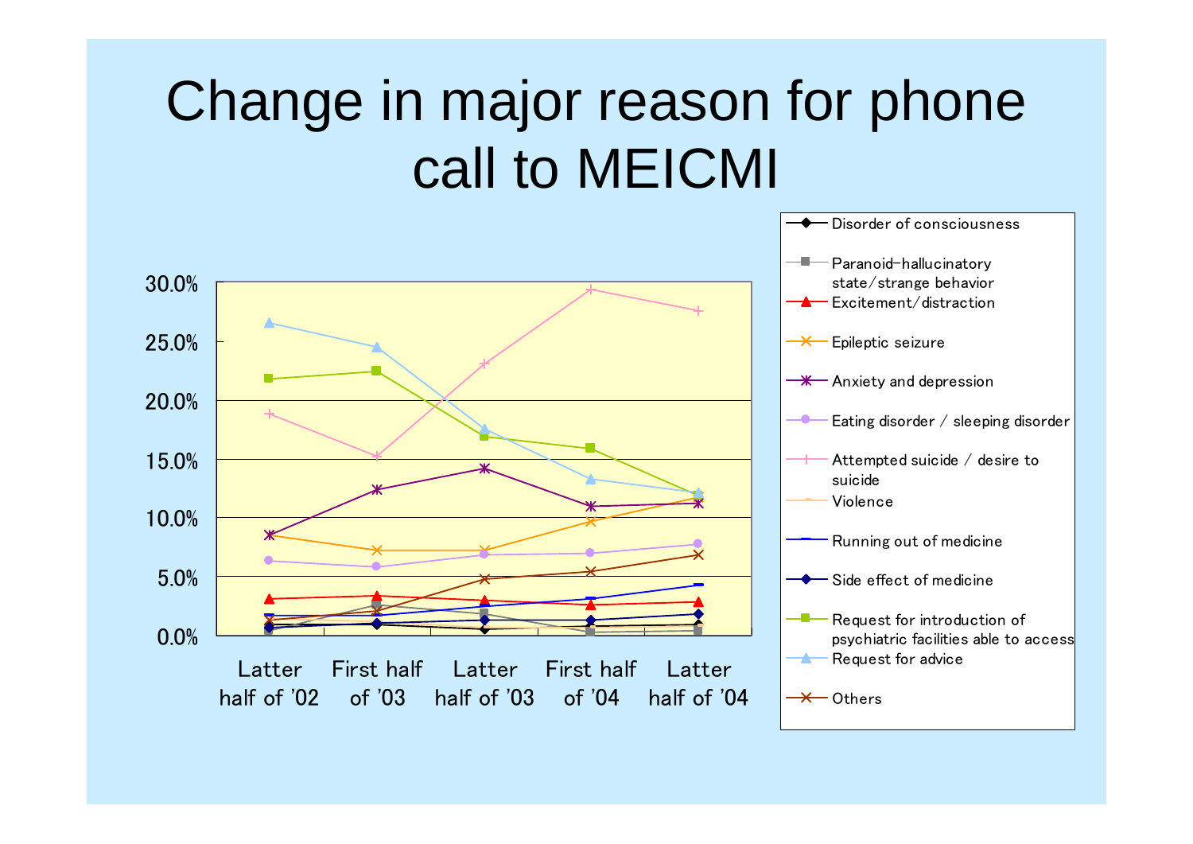# Change in major reason for phone call to MEICMI

30.0%
25.0%
20.0%
15.0%
10.0%
5.0%
0.0%

Latter half of '02 | First half of '03 | Latter half of '03 | First half of '04 | Latter half of '04

- Disorder of consciousness
- Paranoid-hallucinatory state/strange behavior
- Excitement/distraction
- Epileptic seizure
- Anxiety and depression
- Eating disorder / sleeping disorder
- Attempted suicide / desire to suicide
- Violence
- Running out of medicine
- Side effect of medicine
- Request for introduction of psychiatric facilities able to access
- Request for advice
- Others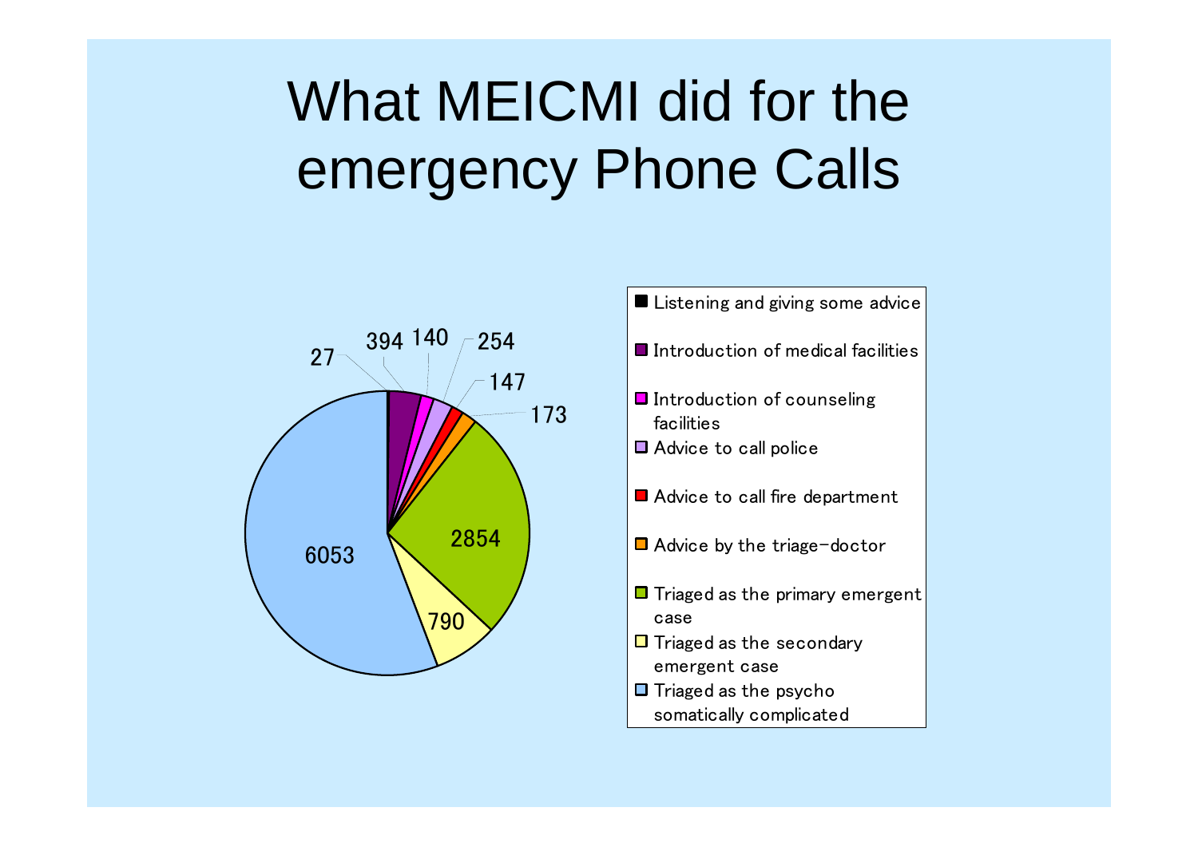# What MEICMI did for the emergency Phone Calls

| Category | Count |
| --- | --- |
| Listening and giving some advice | 27 |
| Introduction of medical facilities | 394 |
| Introduction of counseling facilities | 140 |
| Advice to call police | 254 |
| Advice to call fire department | 147 |
| Advice by the triage-doctor | 173 |
| Triaged as the primary emergent case | 2854 |
| Triaged as the secondary emergent case | 790 |
| Triaged as the psycho somatically complicated | 6053 |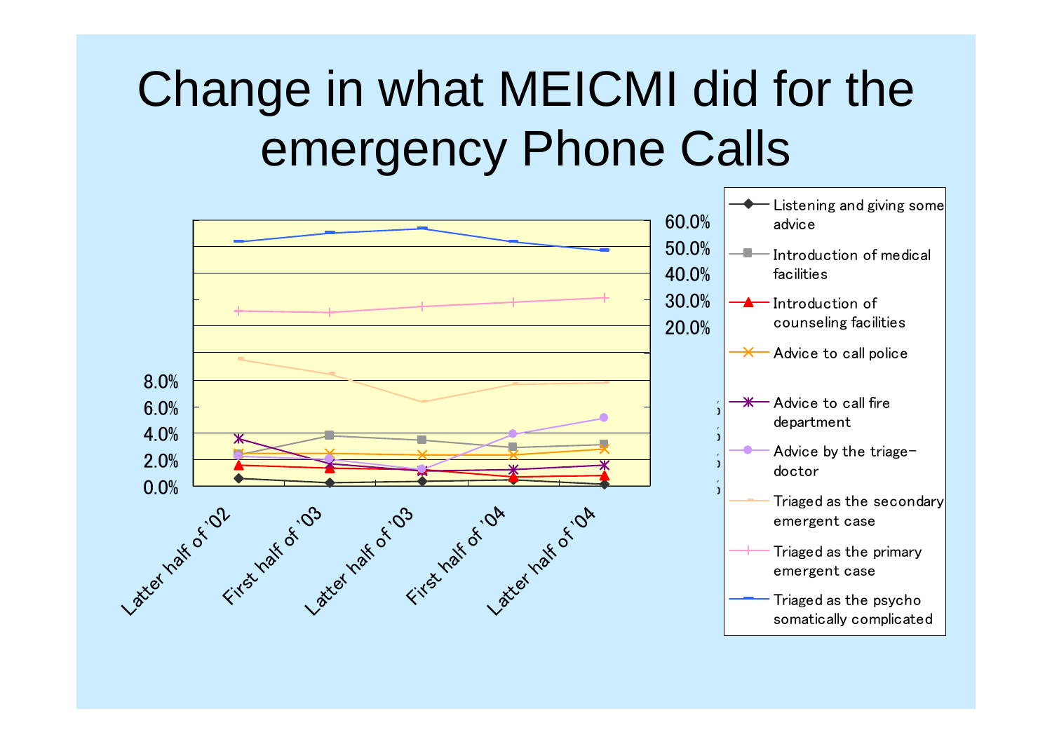# Change in what MEICMI did for the emergency Phone Calls

60.0%
50.0%
40.0%
30.0%
20.0%

8.0%
6.0%
4.0%
2.0%
0.0%

Latter half of '02 | First half of '03 | Latter half of '03 | First half of '04 | Latter half of '04

- Listening and giving some advice
- Introduction of medical facilities
- Introduction of counseling facilities
- Advice to call police
- Advice to call fire department
- Advice by the triage-doctor
- Triaged as the secondary emergent case
- Triaged as the primary emergent case
- Triaged as the psycho somatically complicated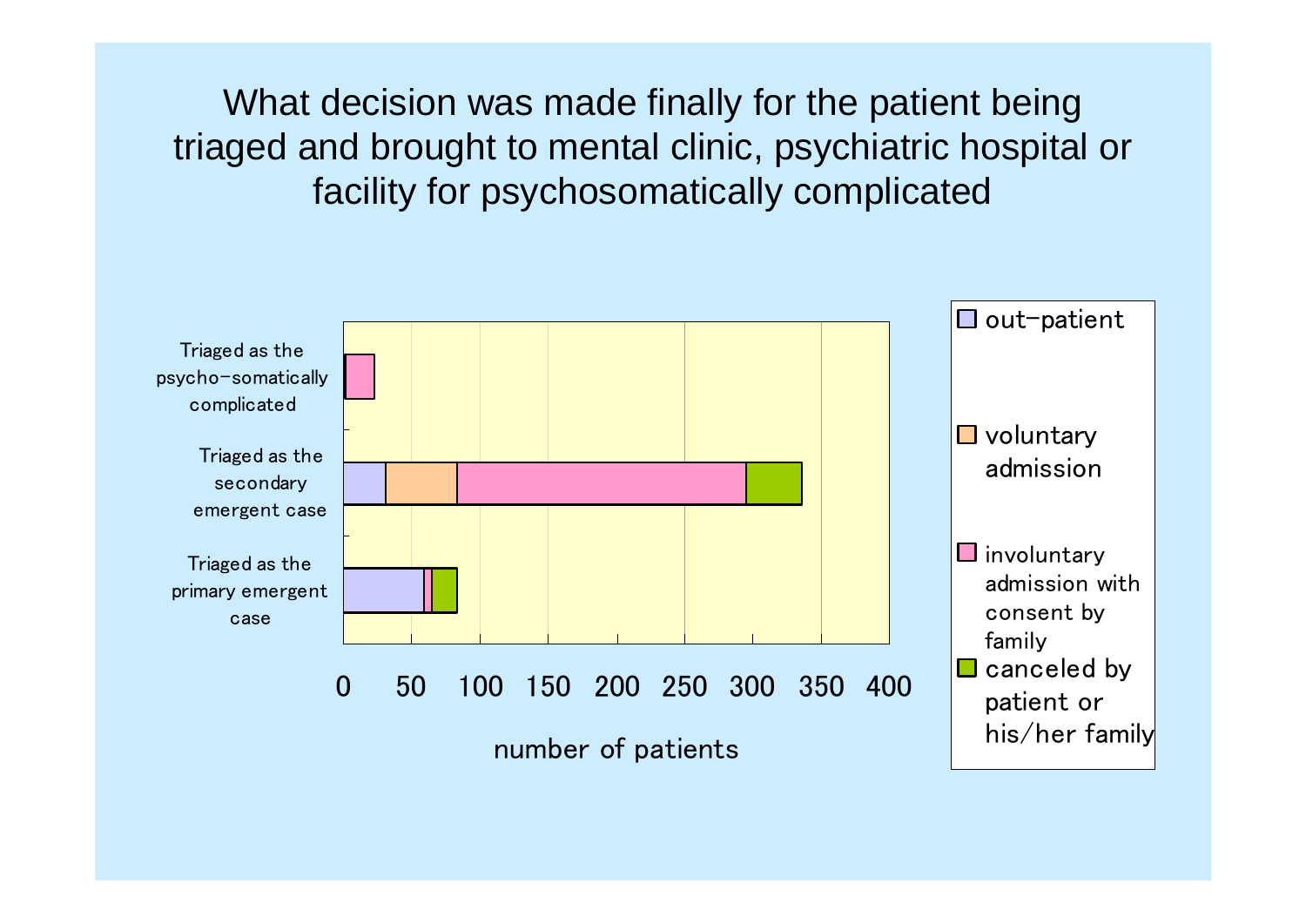# What decision was made finally for the patient being triaged and brought to mental clinic, psychiatric hospital or facility for psychosomatically complicated

Triaged as the psycho-somatically complicated

Triaged as the secondary emergent case

Triaged as the primary emergent case

0 50 100 150 200 250 300 350 400

number of patients

- out-patient
- voluntary admission
- involuntary admission with consent by family
- canceled by patient or his/her family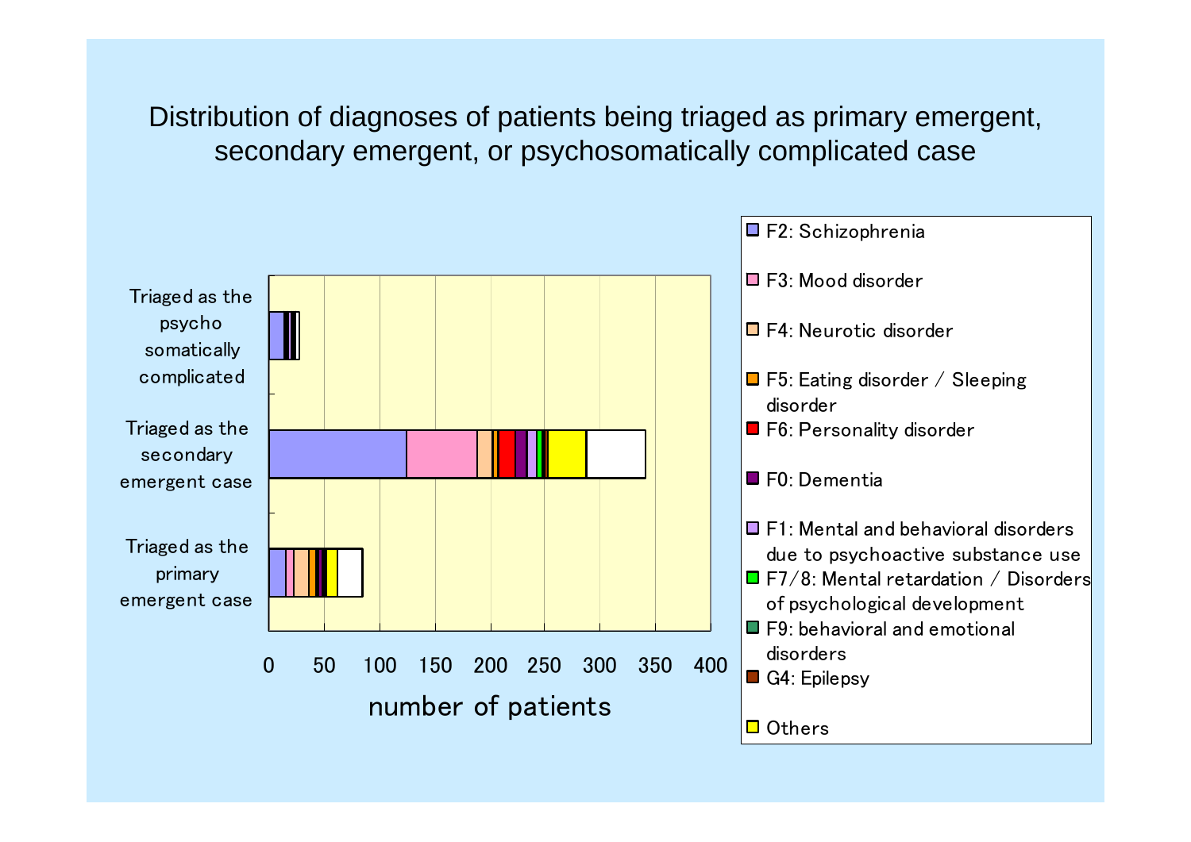# Distribution of diagnoses of patients being triaged as primary emergent, secondary emergent, or psychosomatically complicated case

Triaged as the psycho somatically complicated

Triaged as the secondary emergent case

Triaged as the primary emergent case

0 50 100 150 200 250 300 350 400

number of patients

- F2: Schizophrenia
- F3: Mood disorder
- F4: Neurotic disorder
- F5: Eating disorder / Sleeping disorder
- F6: Personality disorder
- F0: Dementia
- F1: Mental and behavioral disorders due to psychoactive substance use
- F7/8: Mental retardation / Disorders of psychological development
- F9: behavioral and emotional disorders
- G4: Epilepsy
- Others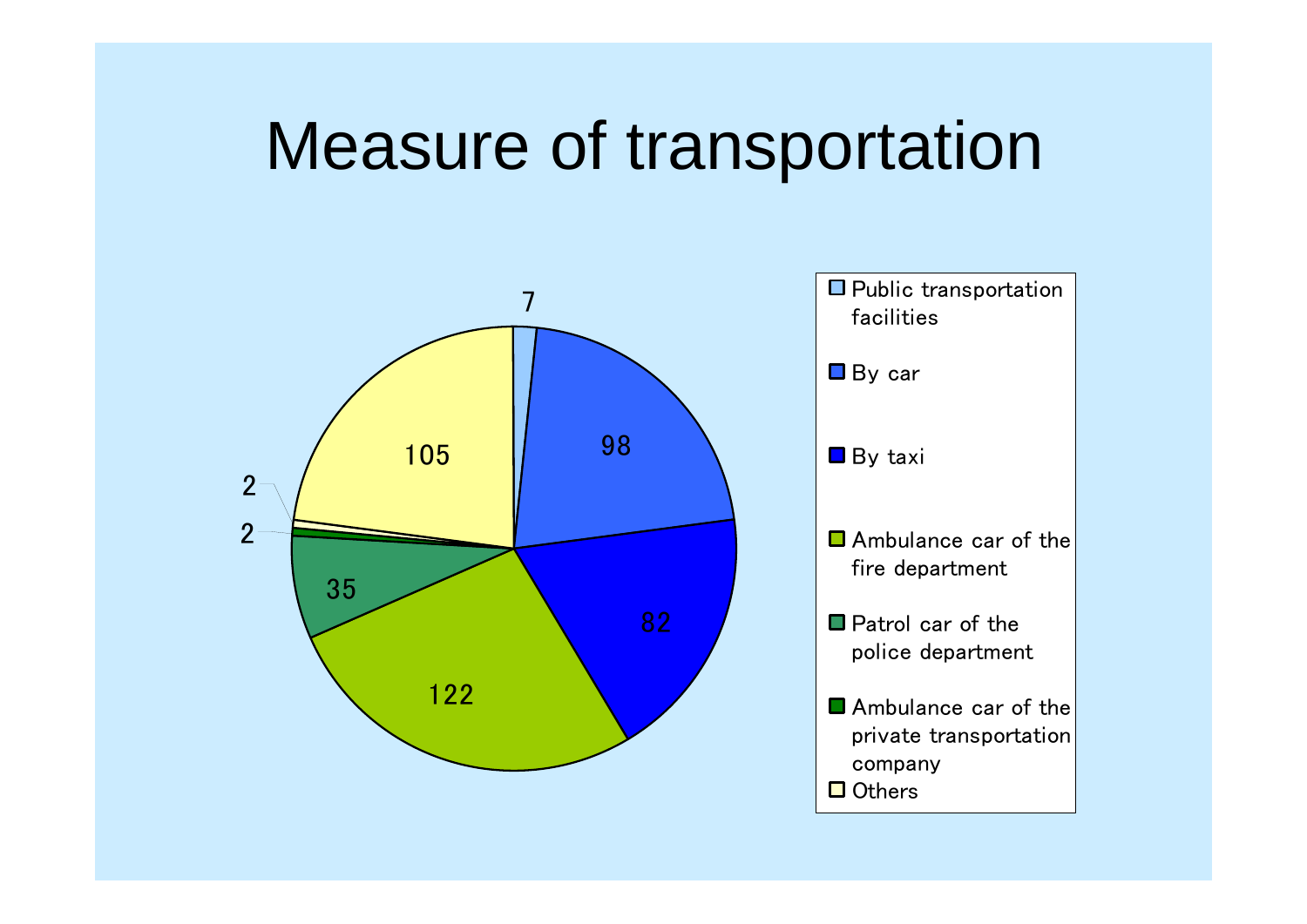# Measure of transportation

| Measure of transportation | Count |
|---|---|
| Public transportation facilities | 7 |
| By car | 98 |
| By taxi | 82 |
| Ambulance car of the fire department | 122 |
| Patrol car of the police department | 35 |
| Ambulance car of the private transportation company | 2 |
| Others | 2 |
| (unlabeled) | 105 |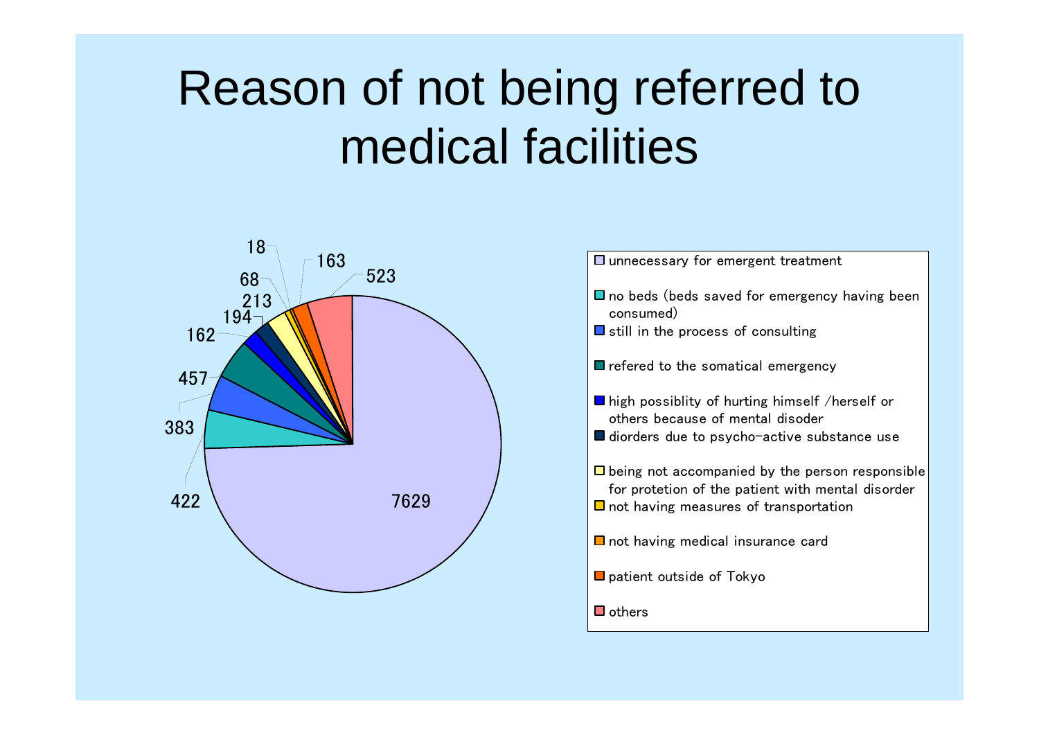# Reason of not being referred to medical facilities

| Reason | Number |
| --- | --- |
| unnecessary for emergent treatment | 7629 |
| no beds (beds saved for emergency having been consumed) | 422 |
| still in the process of consulting | 383 |
| refered to the somatical emergency | 457 |
| high possiblity of hurting himself /herself or others because of mental disoder | 162 |
| diorders due to psycho-active substance use | 194 |
| being not accompanied by the person responsible for protetion of the patient with mental disorder | 213 |
| not having measures of transportation | 68 |
| not having medical insurance card | 18 |
| patient outside of Tokyo | 163 |
| others | 523 |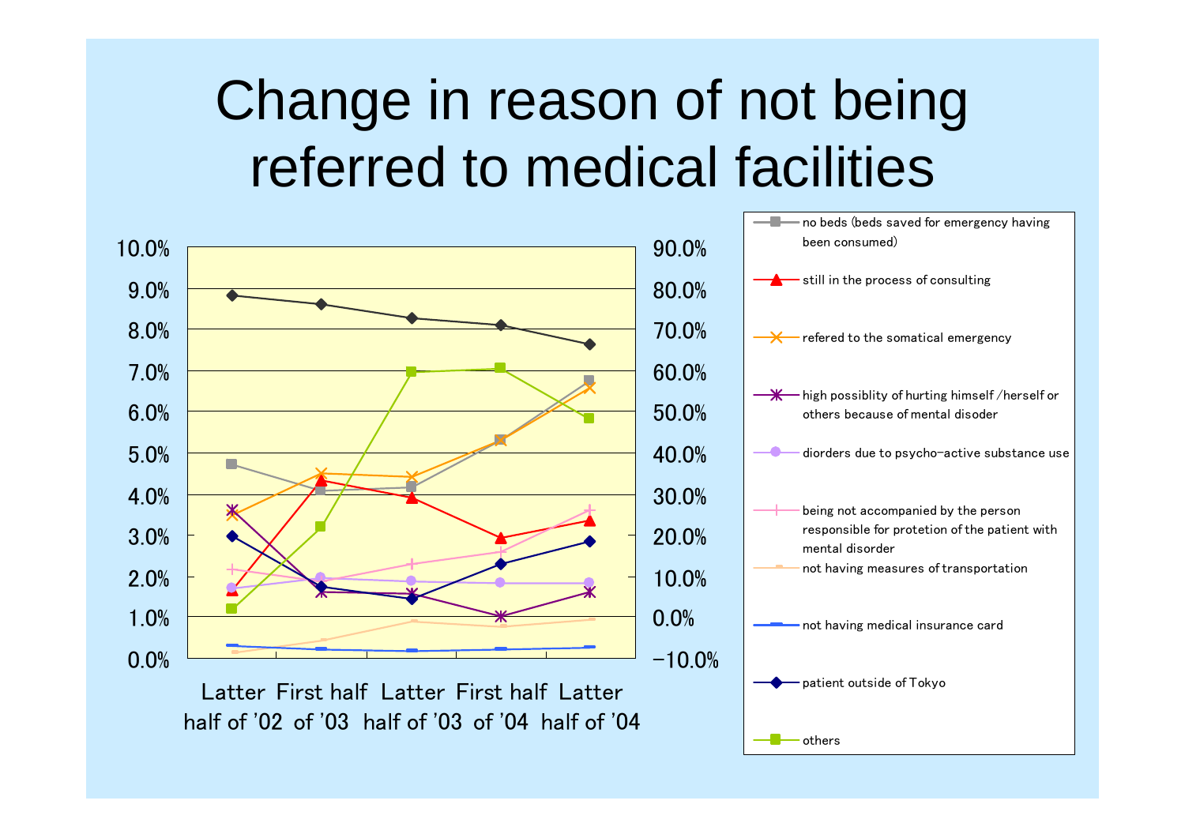# Change in reason of not being referred to medical facilities

10.0%
9.0%
8.0%
7.0%
6.0%
5.0%
4.0%
3.0%
2.0%
1.0%
0.0%

90.0%
80.0%
70.0%
60.0%
50.0%
40.0%
30.0%
20.0%
10.0%
0.0%
-10.0%

Latter half of '02
First half of '03
Latter half of '03
First half of '04
Latter half of '04

no beds (beds saved for emergency having been consumed)
still in the process of consulting
refered to the somatical emergency
high possiblity of hurting himself /herself or others because of mental disoder
diorders due to psycho-active substance use
being not accompanied by the person responsible for protetion of the patient with mental disorder
not having measures of transportation
not having medical insurance card
patient outside of Tokyo
others